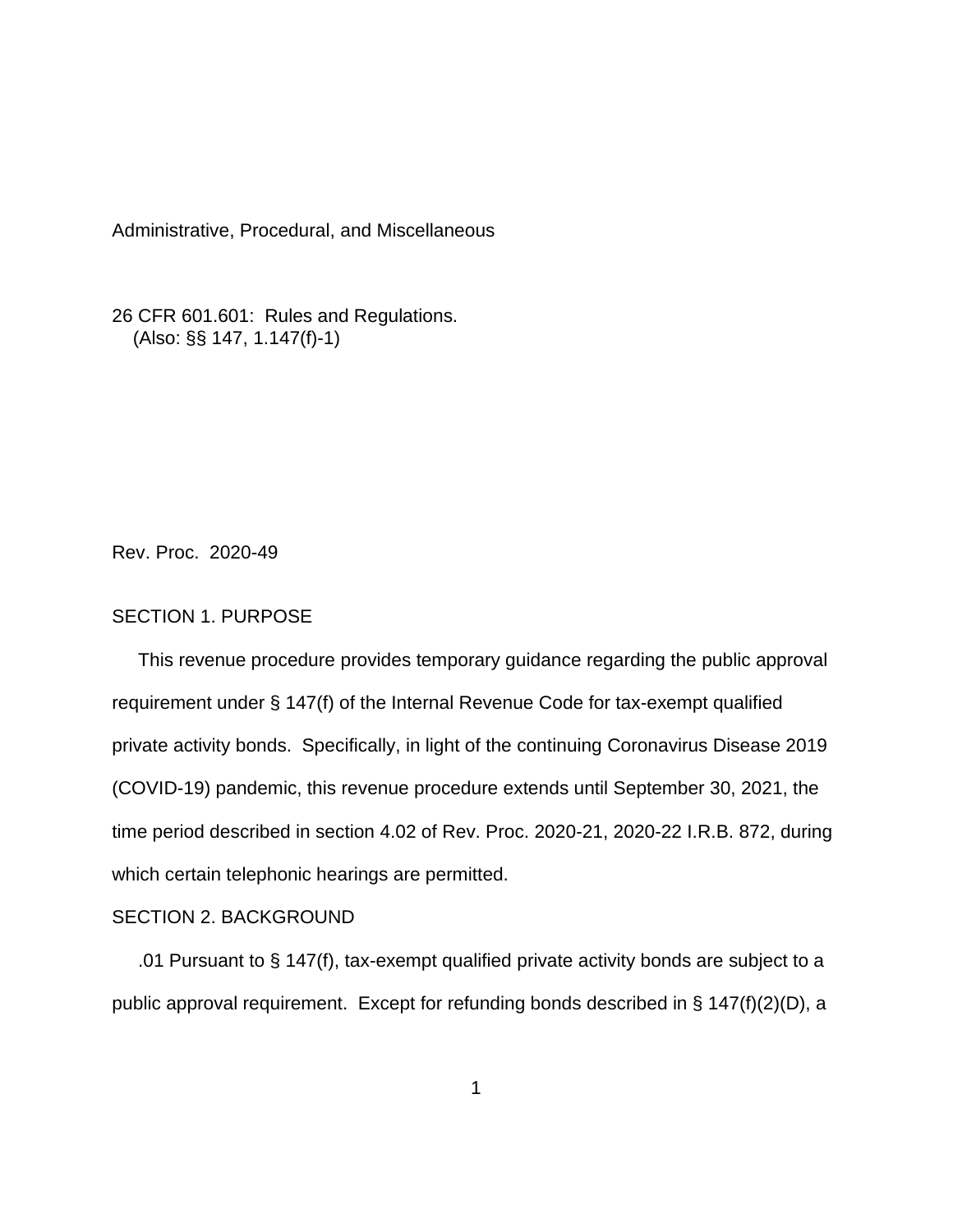Administrative, Procedural, and Miscellaneous

26 CFR 601.601: Rules and Regulations.
(Also: §§ 147, 1.147(f)-1)

Rev. Proc. 2020-49

## SECTION 1. PURPOSE

This revenue procedure provides temporary guidance regarding the public approval requirement under § 147(f) of the Internal Revenue Code for tax-exempt qualified private activity bonds. Specifically, in light of the continuing Coronavirus Disease 2019 (COVID-19) pandemic, this revenue procedure extends until September 30, 2021, the time period described in section 4.02 of Rev. Proc. 2020-21, 2020-22 I.R.B. 872, during which certain telephonic hearings are permitted.

## SECTION 2. BACKGROUND

.01 Pursuant to § 147(f), tax-exempt qualified private activity bonds are subject to a public approval requirement. Except for refunding bonds described in § 147(f)(2)(D), a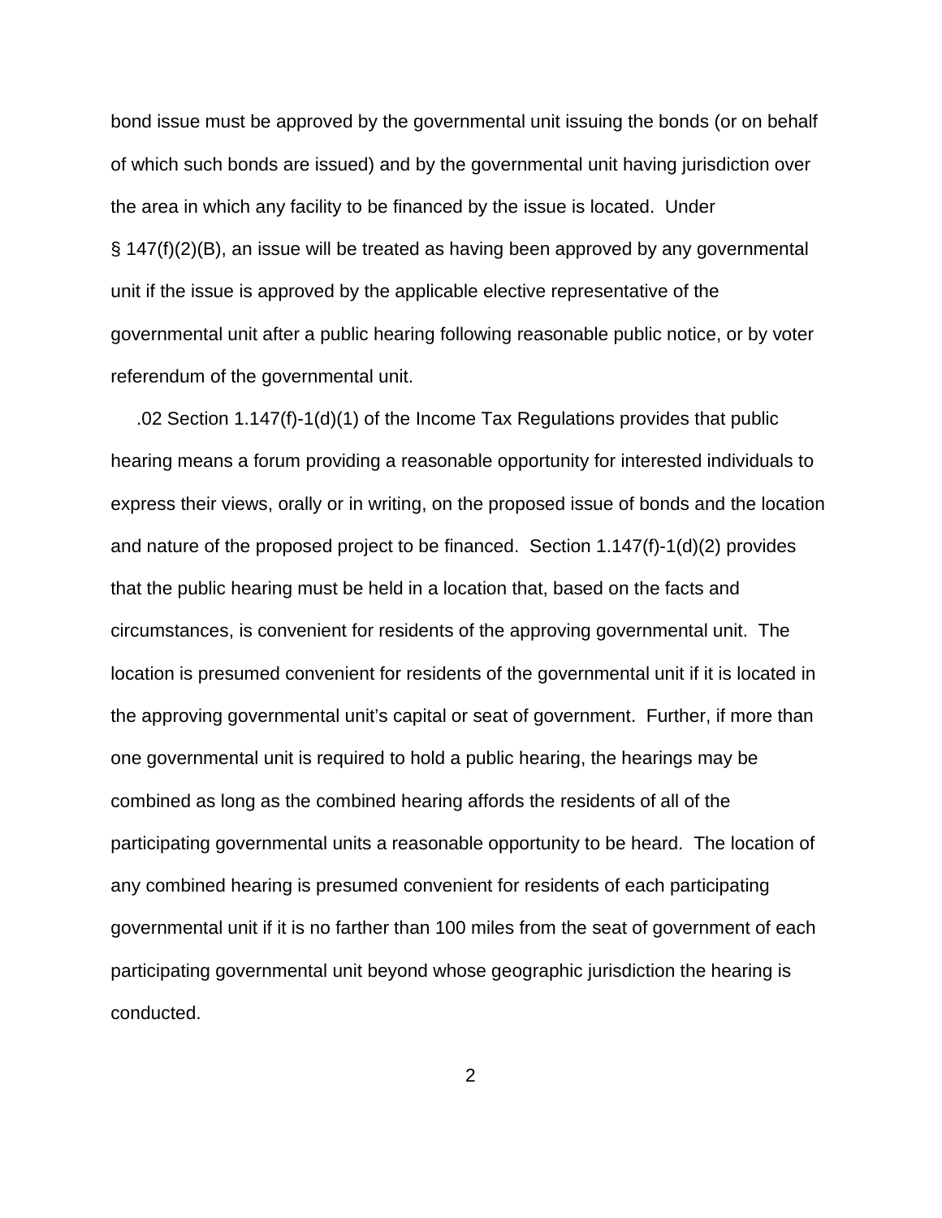bond issue must be approved by the governmental unit issuing the bonds (or on behalf of which such bonds are issued) and by the governmental unit having jurisdiction over the area in which any facility to be financed by the issue is located. Under § 147(f)(2)(B), an issue will be treated as having been approved by any governmental unit if the issue is approved by the applicable elective representative of the governmental unit after a public hearing following reasonable public notice, or by voter referendum of the governmental unit.

.02 Section 1.147(f)-1(d)(1) of the Income Tax Regulations provides that public hearing means a forum providing a reasonable opportunity for interested individuals to express their views, orally or in writing, on the proposed issue of bonds and the location and nature of the proposed project to be financed. Section 1.147(f)-1(d)(2) provides that the public hearing must be held in a location that, based on the facts and circumstances, is convenient for residents of the approving governmental unit. The location is presumed convenient for residents of the governmental unit if it is located in the approving governmental unit's capital or seat of government. Further, if more than one governmental unit is required to hold a public hearing, the hearings may be combined as long as the combined hearing affords the residents of all of the participating governmental units a reasonable opportunity to be heard. The location of any combined hearing is presumed convenient for residents of each participating governmental unit if it is no farther than 100 miles from the seat of government of each participating governmental unit beyond whose geographic jurisdiction the hearing is conducted.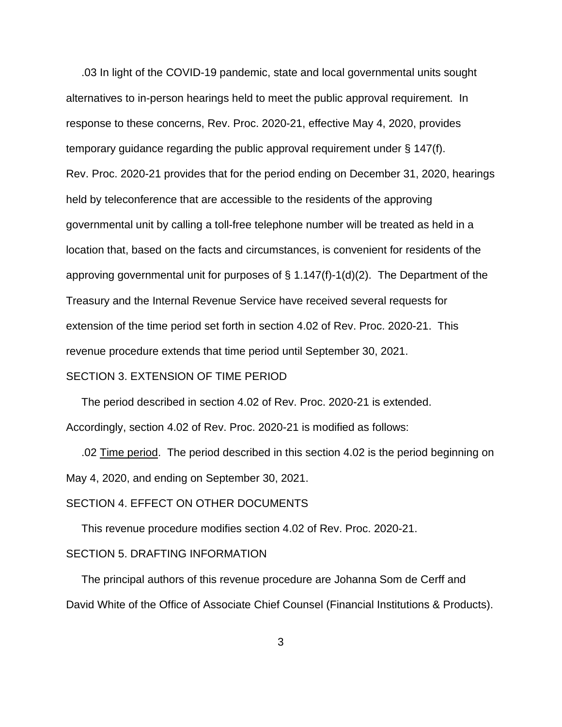.03 In light of the COVID-19 pandemic, state and local governmental units sought alternatives to in-person hearings held to meet the public approval requirement. In response to these concerns, Rev. Proc. 2020-21, effective May 4, 2020, provides temporary guidance regarding the public approval requirement under § 147(f). Rev. Proc. 2020-21 provides that for the period ending on December 31, 2020, hearings held by teleconference that are accessible to the residents of the approving governmental unit by calling a toll-free telephone number will be treated as held in a location that, based on the facts and circumstances, is convenient for residents of the approving governmental unit for purposes of § 1.147(f)-1(d)(2). The Department of the Treasury and the Internal Revenue Service have received several requests for extension of the time period set forth in section 4.02 of Rev. Proc. 2020-21. This revenue procedure extends that time period until September 30, 2021.

SECTION 3. EXTENSION OF TIME PERIOD

The period described in section 4.02 of Rev. Proc. 2020-21 is extended. Accordingly, section 4.02 of Rev. Proc. 2020-21 is modified as follows:

.02 Time period. The period described in this section 4.02 is the period beginning on May 4, 2020, and ending on September 30, 2021.

SECTION 4. EFFECT ON OTHER DOCUMENTS

This revenue procedure modifies section 4.02 of Rev. Proc. 2020-21.

SECTION 5. DRAFTING INFORMATION

The principal authors of this revenue procedure are Johanna Som de Cerff and David White of the Office of Associate Chief Counsel (Financial Institutions & Products).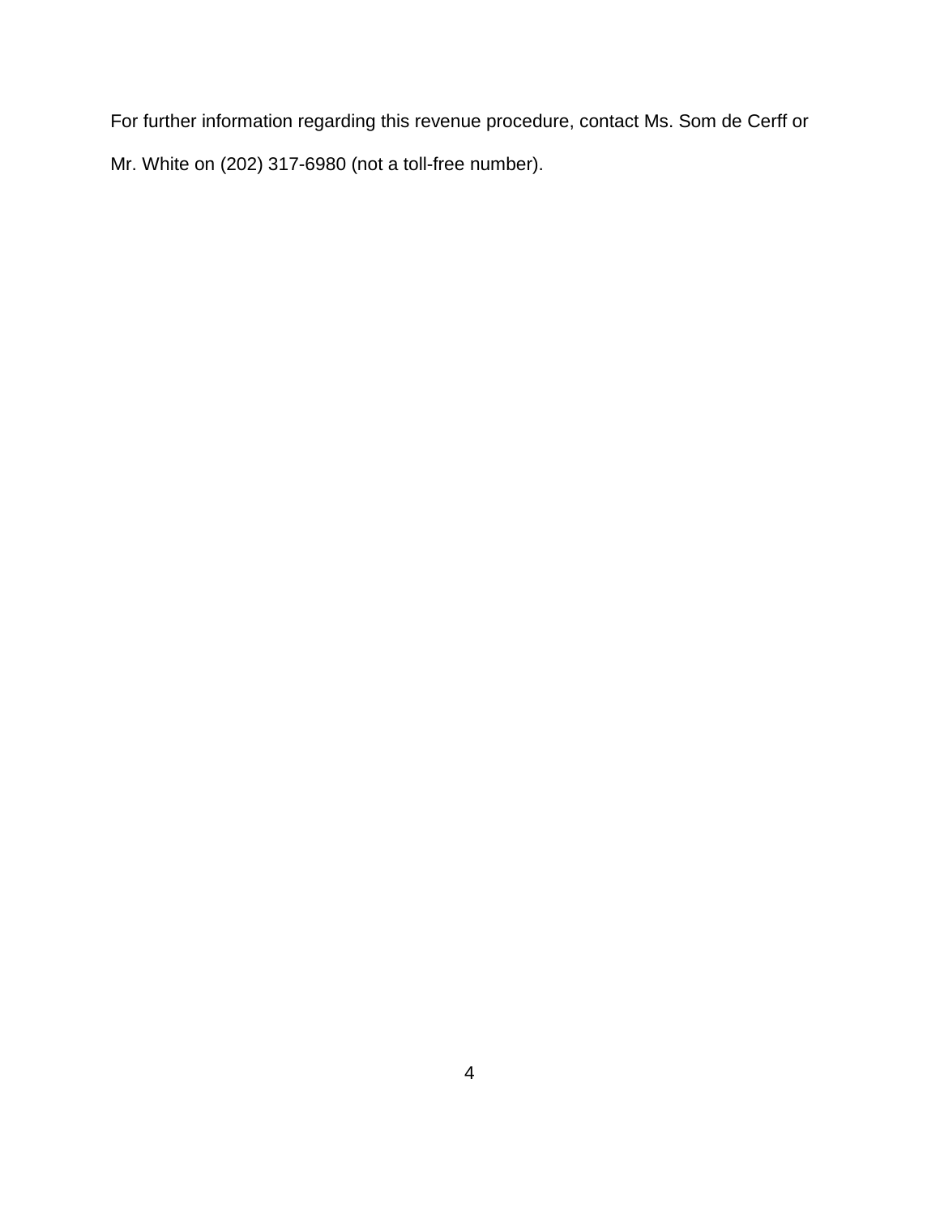For further information regarding this revenue procedure, contact Ms. Som de Cerff or Mr. White on (202) 317-6980 (not a toll-free number).